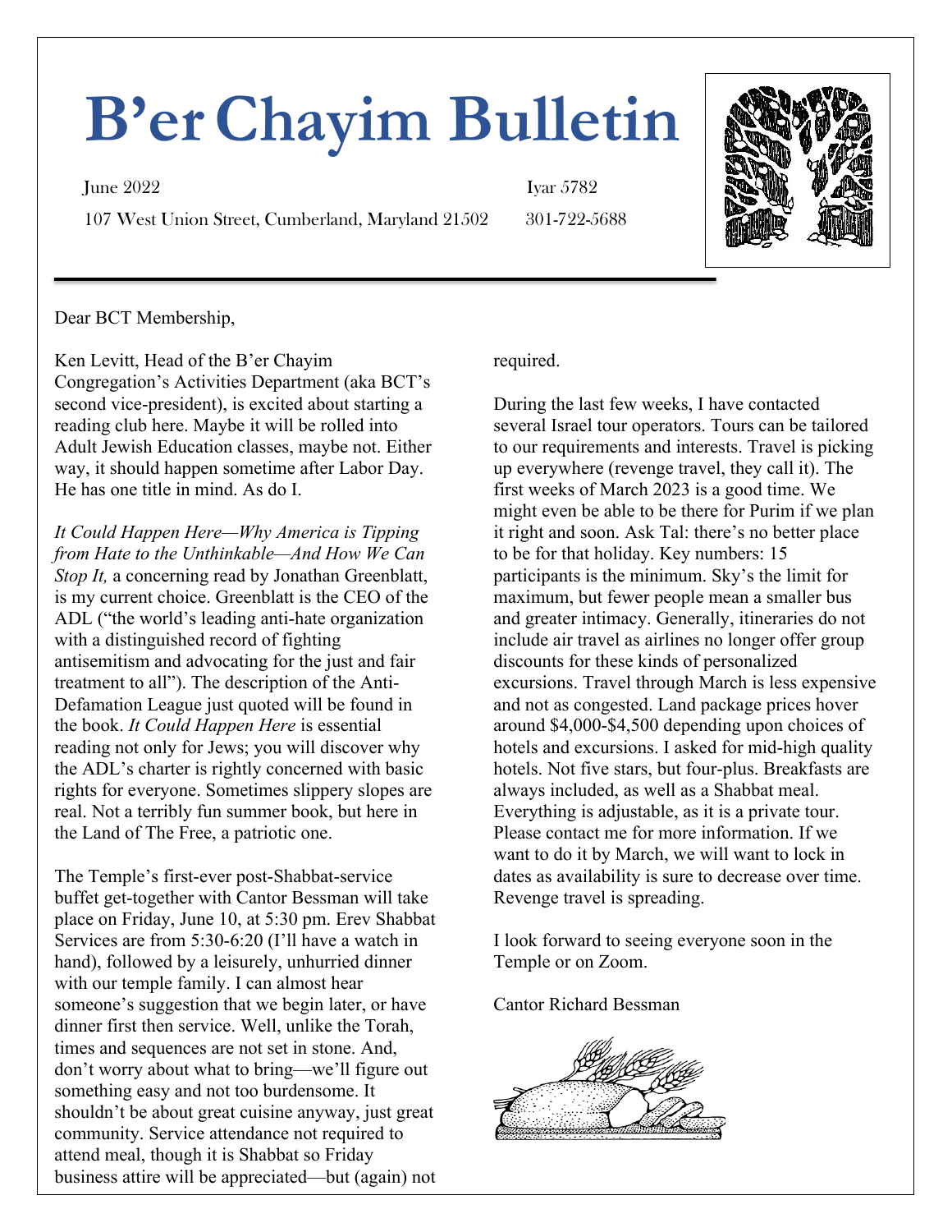# B'er Chayim Bulletin

June 2022 Iyar 5782

107 West Union Street, Cumberland, Maryland 21502 301-722-5688

Dear BCT Membership,

Ken Levitt, Head of the B'er Chayim Congregation's Activities Department (aka BCT's second vice-president), is excited about starting a reading club here. Maybe it will be rolled into Adult Jewish Education classes, maybe not. Either way, it should happen sometime after Labor Day. He has one title in mind. As do I.

*It Could Happen Here—Why America is Tipping from Hate to the Unthinkable—And How We Can Stop It,* a concerning read by Jonathan Greenblatt, is my current choice. Greenblatt is the CEO of the ADL ("the world's leading anti-hate organization with a distinguished record of fighting antisemitism and advocating for the just and fair treatment to all"). The description of the Anti-Defamation League just quoted will be found in the book. *It Could Happen Here* is essential reading not only for Jews; you will discover why the ADL's charter is rightly concerned with basic rights for everyone. Sometimes slippery slopes are real. Not a terribly fun summer book, but here in the Land of The Free, a patriotic one.

The Temple's first-ever post-Shabbat-service buffet get-together with Cantor Bessman will take place on Friday, June 10, at 5:30 pm. Erev Shabbat Services are from 5:30-6:20 (I'll have a watch in hand), followed by a leisurely, unhurried dinner with our temple family. I can almost hear someone's suggestion that we begin later, or have dinner first then service. Well, unlike the Torah, times and sequences are not set in stone. And, don't worry about what to bring—we'll figure out something easy and not too burdensome. It shouldn't be about great cuisine anyway, just great community. Service attendance not required to attend meal, though it is Shabbat so Friday business attire will be appreciated—but (again) not required.

During the last few weeks, I have contacted several Israel tour operators. Tours can be tailored to our requirements and interests. Travel is picking up everywhere (revenge travel, they call it). The first weeks of March 2023 is a good time. We might even be able to be there for Purim if we plan it right and soon. Ask Tal: there's no better place to be for that holiday. Key numbers: 15 participants is the minimum. Sky's the limit for maximum, but fewer people mean a smaller bus and greater intimacy. Generally, itineraries do not include air travel as airlines no longer offer group discounts for these kinds of personalized excursions. Travel through March is less expensive and not as congested. Land package prices hover around $4,000-$4,500 depending upon choices of hotels and excursions. I asked for mid-high quality hotels. Not five stars, but four-plus. Breakfasts are always included, as well as a Shabbat meal. Everything is adjustable, as it is a private tour. Please contact me for more information. If we want to do it by March, we will want to lock in dates as availability is sure to decrease over time. Revenge travel is spreading.

I look forward to seeing everyone soon in the Temple or on Zoom.

Cantor Richard Bessman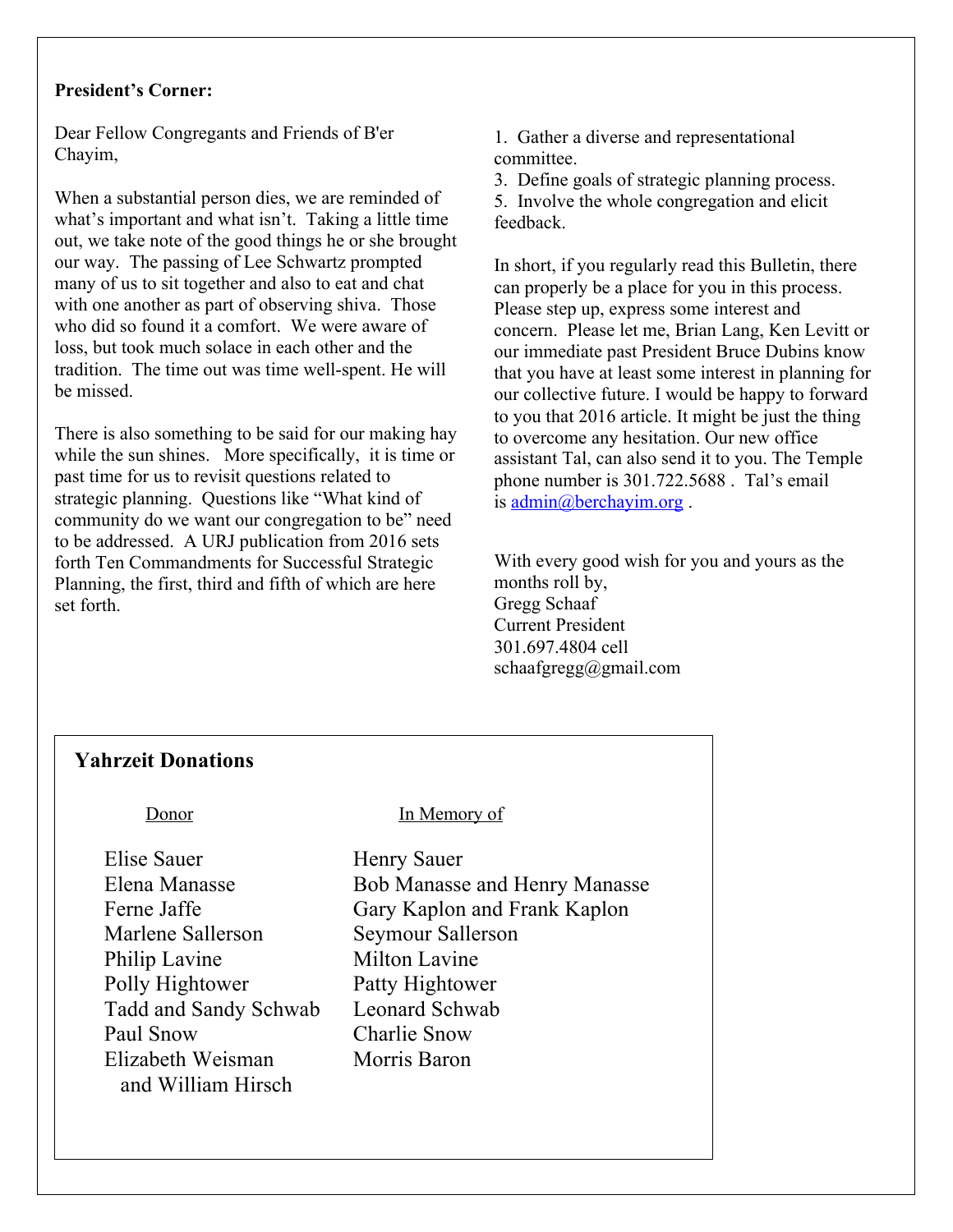**President's Corner:**

Dear Fellow Congregants and Friends of B'er Chayim,

When a substantial person dies, we are reminded of what's important and what isn't. Taking a little time out, we take note of the good things he or she brought our way. The passing of Lee Schwartz prompted many of us to sit together and also to eat and chat with one another as part of observing shiva. Those who did so found it a comfort. We were aware of loss, but took much solace in each other and the tradition. The time out was time well-spent. He will be missed.

There is also something to be said for our making hay while the sun shines. More specifically, it is time or past time for us to revisit questions related to strategic planning. Questions like "What kind of community do we want our congregation to be" need to be addressed. A URJ publication from 2016 sets forth Ten Commandments for Successful Strategic Planning, the first, third and fifth of which are here set forth.

1. Gather a diverse and representational committee.
3. Define goals of strategic planning process.
5. Involve the whole congregation and elicit feedback.

In short, if you regularly read this Bulletin, there can properly be a place for you in this process. Please step up, express some interest and concern. Please let me, Brian Lang, Ken Levitt or our immediate past President Bruce Dubins know that you have at least some interest in planning for our collective future. I would be happy to forward to you that 2016 article. It might be just the thing to overcome any hesitation. Our new office assistant Tal, can also send it to you. The Temple phone number is 301.722.5688 . Tal's email is admin@berchayim.org .

With every good wish for you and yours as the months roll by,
Gregg Schaaf
Current President
301.697.4804 cell
schaafgregg@gmail.com

## Yahrzeit Donations

| Donor | In Memory of |
|---|---|
| Elise Sauer | Henry Sauer |
| Elena Manasse | Bob Manasse and Henry Manasse |
| Ferne Jaffe | Gary Kaplon and Frank Kaplon |
| Marlene Sallerson | Seymour Sallerson |
| Philip Lavine | Milton Lavine |
| Polly Hightower | Patty Hightower |
| Tadd and Sandy Schwab | Leonard Schwab |
| Paul Snow | Charlie Snow |
| Elizabeth Weisman and William Hirsch | Morris Baron |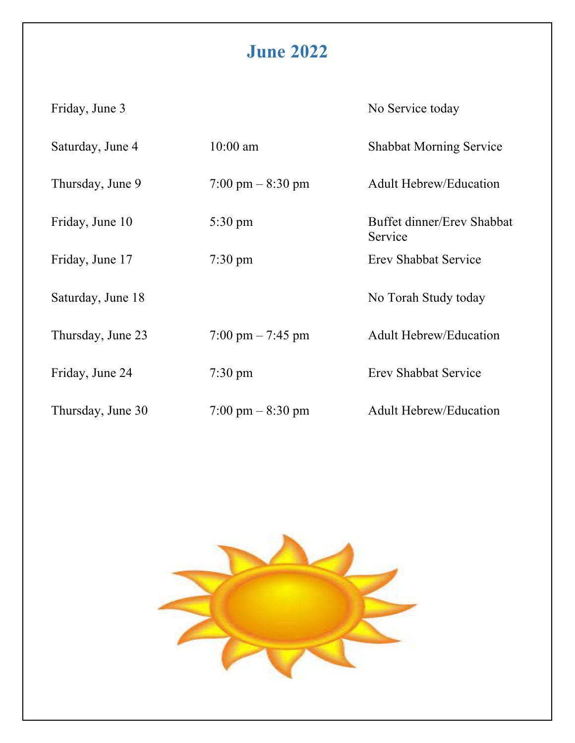# June 2022

| | | |
|---|---|---|
| Friday, June 3 | | No Service today |
| Saturday, June 4 | 10:00 am | Shabbat Morning Service |
| Thursday, June 9 | 7:00 pm – 8:30 pm | Adult Hebrew/Education |
| Friday, June 10 | 5:30 pm | Buffet dinner/Erev Shabbat Service |
| Friday, June 17 | 7:30 pm | Erev Shabbat Service |
| Saturday, June 18 | | No Torah Study today |
| Thursday, June 23 | 7:00 pm – 7:45 pm | Adult Hebrew/Education |
| Friday, June 24 | 7:30 pm | Erev Shabbat Service |
| Thursday, June 30 | 7:00 pm – 8:30 pm | Adult Hebrew/Education |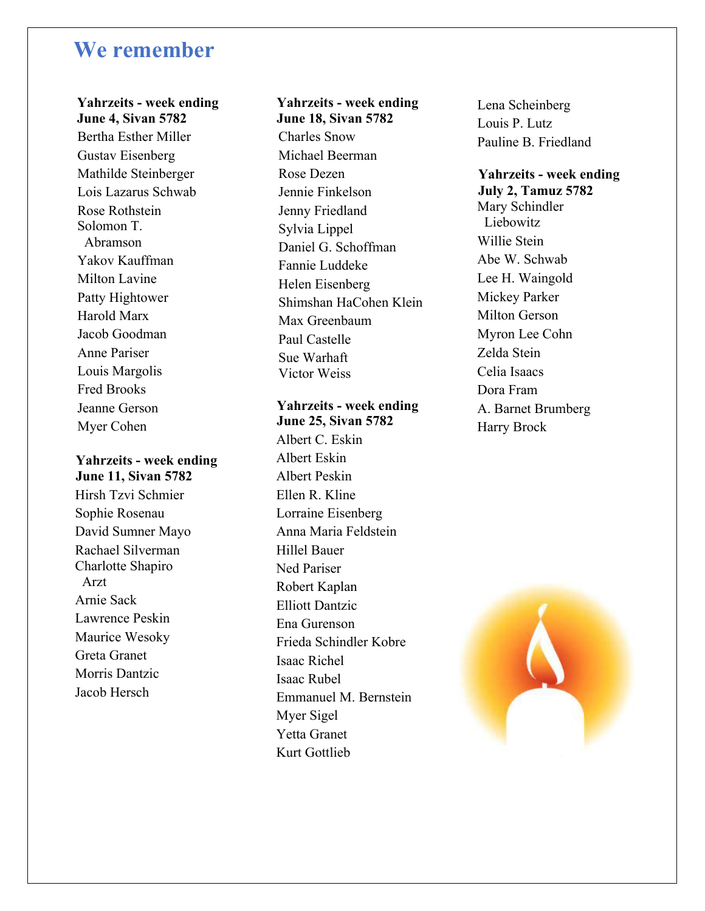# We remember

**Yahrzeits - week ending June 4, Sivan 5782**

Bertha Esther Miller
Gustav Eisenberg
Mathilde Steinberger
Lois Lazarus Schwab
Rose Rothstein
Solomon T. Abramson
Yakov Kauffman
Milton Lavine
Patty Hightower
Harold Marx
Jacob Goodman
Anne Pariser
Louis Margolis
Fred Brooks
Jeanne Gerson
Myer Cohen

**Yahrzeits - week ending June 11, Sivan 5782**

Hirsh Tzvi Schmier
Sophie Rosenau
David Sumner Mayo
Rachael Silverman
Charlotte Shapiro Arzt
Arnie Sack
Lawrence Peskin
Maurice Wesoky
Greta Granet
Morris Dantzic
Jacob Hersch

**Yahrzeits - week ending June 18, Sivan 5782**

Charles Snow
Michael Beerman
Rose Dezen
Jennie Finkelson
Jenny Friedland
Sylvia Lippel
Daniel G. Schoffman
Fannie Luddeke
Helen Eisenberg
Shimshan HaCohen Klein
Max Greenbaum
Paul Castelle
Sue Warhaft
Victor Weiss

**Yahrzeits - week ending June 25, Sivan 5782**

Albert C. Eskin
Albert Eskin
Albert Peskin
Ellen R. Kline
Lorraine Eisenberg
Anna Maria Feldstein
Hillel Bauer
Ned Pariser
Robert Kaplan
Elliott Dantzic
Ena Gurenson
Frieda Schindler Kobre
Isaac Richel
Isaac Rubel
Emmanuel M. Bernstein
Myer Sigel
Yetta Granet
Kurt Gottlieb
Lena Scheinberg
Louis P. Lutz
Pauline B. Friedland

**Yahrzeits - week ending July 2, Tamuz 5782**

Mary Schindler Liebowitz
Willie Stein
Abe W. Schwab
Lee H. Waingold
Mickey Parker
Milton Gerson
Myron Lee Cohn
Zelda Stein
Celia Isaacs
Dora Fram
A. Barnet Brumberg
Harry Brock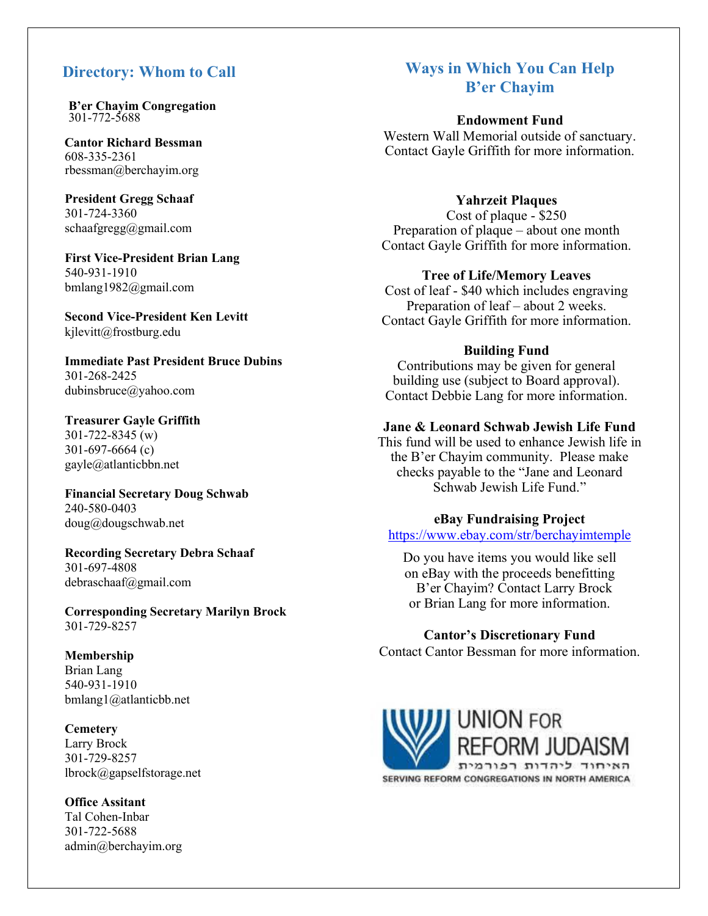## Directory: Whom to Call

**B'er Chayim Congregation**
301-772-5688

**Cantor Richard Bessman**
608-335-2361
rbessman@berchayim.org

**President Gregg Schaaf**
301-724-3360
schaafgregg@gmail.com

**First Vice-President Brian Lang**
540-931-1910
bmlang1982@gmail.com

**Second Vice-President Ken Levitt**
kjlevitt@frostburg.edu

**Immediate Past President Bruce Dubins**
301-268-2425
dubinsbruce@yahoo.com

**Treasurer Gayle Griffith**
301-722-8345 (w)
301-697-6664 (c)
gayle@atlanticbbn.net

**Financial Secretary Doug Schwab**
240-580-0403
doug@dougschwab.net

**Recording Secretary Debra Schaaf**
301-697-4808
debraschaaf@gmail.com

**Corresponding Secretary Marilyn Brock**
301-729-8257

**Membership**
Brian Lang
540-931-1910
bmlang1@atlanticbb.net

**Cemetery**
Larry Brock
301-729-8257
lbrock@gapselfstorage.net

**Office Asitant**
Tal Cohen-Inbar
301-722-5688
admin@berchayim.org

## Ways in Which You Can Help B'er Chayim

**Endowment Fund**
Western Wall Memorial outside of sanctuary.
Contact Gayle Griffith for more information.

**Yahrzeit Plaques**
Cost of plaque - $250
Preparation of plaque – about one month
Contact Gayle Griffith for more information.

**Tree of Life/Memory Leaves**
Cost of leaf - $40 which includes engraving
Preparation of leaf – about 2 weeks.
Contact Gayle Griffith for more information.

**Building Fund**
Contributions may be given for general building use (subject to Board approval).
Contact Debbie Lang for more information.

**Jane & Leonard Schwab Jewish Life Fund**
This fund will be used to enhance Jewish life in the B'er Chayim community. Please make checks payable to the "Jane and Leonard Schwab Jewish Life Fund."

**eBay Fundraising Project**
https://www.ebay.com/str/berchayimtemple

Do you have items you would like sell on eBay with the proceeds benefitting B'er Chayim? Contact Larry Brock or Brian Lang for more information.

**Cantor's Discretionary Fund**
Contact Cantor Bessman for more information.

UNION FOR REFORM JUDAISM
האיחוד ליהדות רפורמית
SERVING REFORM CONGREGATIONS IN NORTH AMERICA